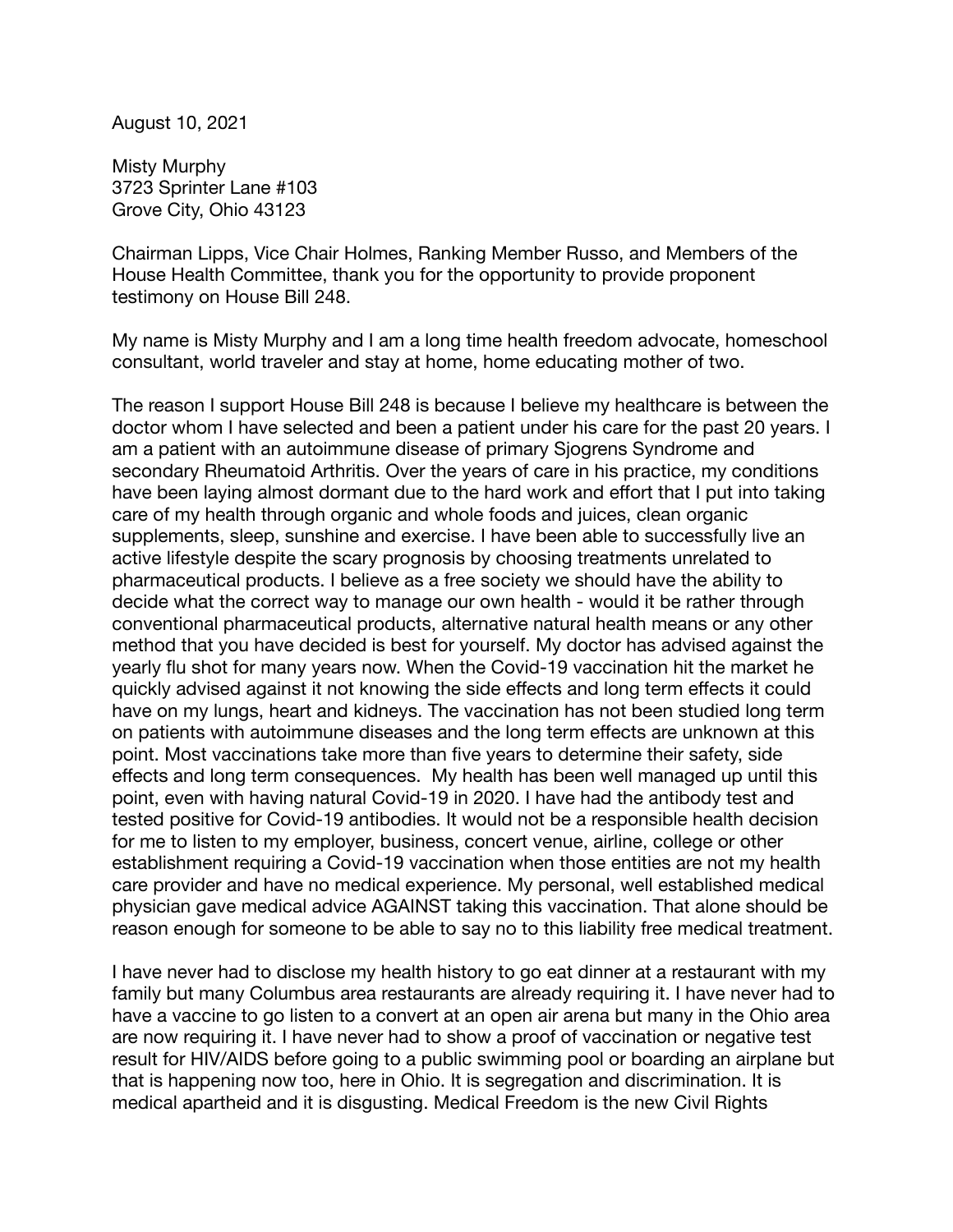August 10, 2021

Misty Murphy
3723 Sprinter Lane #103
Grove City, Ohio 43123

Chairman Lipps, Vice Chair Holmes, Ranking Member Russo, and Members of the House Health Committee, thank you for the opportunity to provide proponent testimony on House Bill 248.

My name is Misty Murphy and I am a long time health freedom advocate, homeschool consultant, world traveler and stay at home, home educating mother of two.

The reason I support House Bill 248 is because I believe my healthcare is between the doctor whom I have selected and been a patient under his care for the past 20 years. I am a patient with an autoimmune disease of primary Sjogrens Syndrome and secondary Rheumatoid Arthritis. Over the years of care in his practice, my conditions have been laying almost dormant due to the hard work and effort that I put into taking care of my health through organic and whole foods and juices, clean organic supplements, sleep, sunshine and exercise. I have been able to successfully live an active lifestyle despite the scary prognosis by choosing treatments unrelated to pharmaceutical products. I believe as a free society we should have the ability to decide what the correct way to manage our own health - would it be rather through conventional pharmaceutical products, alternative natural health means or any other method that you have decided is best for yourself. My doctor has advised against the yearly flu shot for many years now. When the Covid-19 vaccination hit the market he quickly advised against it not knowing the side effects and long term effects it could have on my lungs, heart and kidneys. The vaccination has not been studied long term on patients with autoimmune diseases and the long term effects are unknown at this point. Most vaccinations take more than five years to determine their safety, side effects and long term consequences. My health has been well managed up until this point, even with having natural Covid-19 in 2020. I have had the antibody test and tested positive for Covid-19 antibodies. It would not be a responsible health decision for me to listen to my employer, business, concert venue, airline, college or other establishment requiring a Covid-19 vaccination when those entities are not my health care provider and have no medical experience. My personal, well established medical physician gave medical advice AGAINST taking this vaccination. That alone should be reason enough for someone to be able to say no to this liability free medical treatment.

I have never had to disclose my health history to go eat dinner at a restaurant with my family but many Columbus area restaurants are already requiring it. I have never had to have a vaccine to go listen to a convert at an open air arena but many in the Ohio area are now requiring it. I have never had to show a proof of vaccination or negative test result for HIV/AIDS before going to a public swimming pool or boarding an airplane but that is happening now too, here in Ohio. It is segregation and discrimination. It is medical apartheid and it is disgusting. Medical Freedom is the new Civil Rights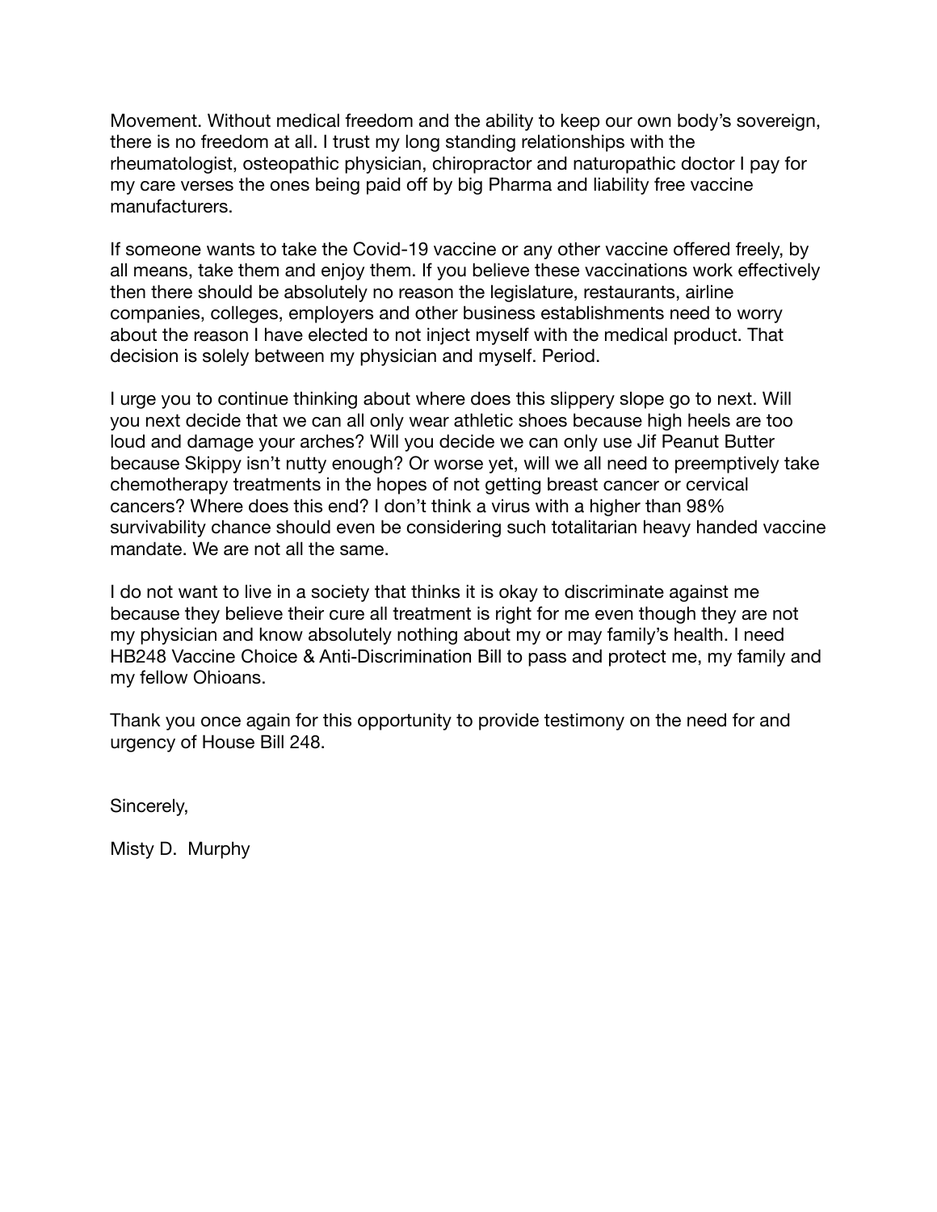Movement. Without medical freedom and the ability to keep our own body's sovereign, there is no freedom at all. I trust my long standing relationships with the rheumatologist, osteopathic physician, chiropractor and naturopathic doctor I pay for my care verses the ones being paid off by big Pharma and liability free vaccine manufacturers.

If someone wants to take the Covid-19 vaccine or any other vaccine offered freely, by all means, take them and enjoy them. If you believe these vaccinations work effectively then there should be absolutely no reason the legislature, restaurants, airline companies, colleges, employers and other business establishments need to worry about the reason I have elected to not inject myself with the medical product. That decision is solely between my physician and myself. Period.

I urge you to continue thinking about where does this slippery slope go to next. Will you next decide that we can all only wear athletic shoes because high heels are too loud and damage your arches? Will you decide we can only use Jif Peanut Butter because Skippy isn't nutty enough? Or worse yet, will we all need to preemptively take chemotherapy treatments in the hopes of not getting breast cancer or cervical cancers? Where does this end? I don't think a virus with a higher than 98% survivability chance should even be considering such totalitarian heavy handed vaccine mandate. We are not all the same.

I do not want to live in a society that thinks it is okay to discriminate against me because they believe their cure all treatment is right for me even though they are not my physician and know absolutely nothing about my or may family's health. I need HB248 Vaccine Choice & Anti-Discrimination Bill to pass and protect me, my family and my fellow Ohioans.

Thank you once again for this opportunity to provide testimony on the need for and urgency of House Bill 248.

Sincerely,

Misty D. Murphy